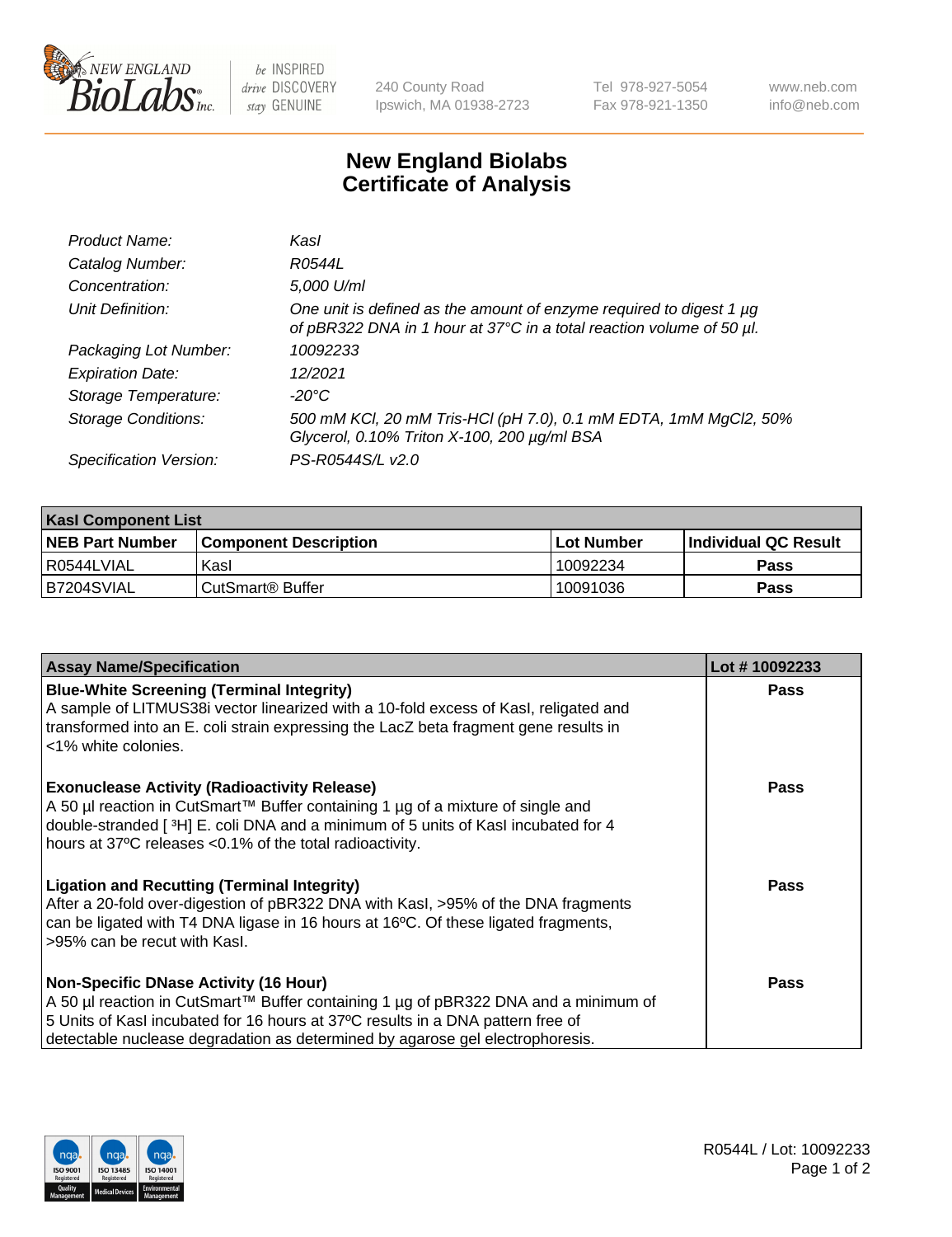240 County Road
Ipswich, MA 01938-2723

Tel 978-927-5054
Fax 978-921-1350

www.neb.com
info@neb.com

# New England Biolabs
# Certificate of Analysis

| | |
|---|---|
| *Product Name:* | *KasI* |
| *Catalog Number:* | *R0544L* |
| *Concentration:* | *5,000 U/ml* |
| *Unit Definition:* | *One unit is defined as the amount of enzyme required to digest 1 µg of pBR322 DNA in 1 hour at 37°C in a total reaction volume of 50 µl.* |
| *Packaging Lot Number:* | *10092233* |
| *Expiration Date:* | *12/2021* |
| *Storage Temperature:* | *-20°C* |
| *Storage Conditions:* | *500 mM KCl, 20 mM Tris-HCl (pH 7.0), 0.1 mM EDTA, 1mM MgCl2, 50% Glycerol, 0.10% Triton X-100, 200 µg/ml BSA* |
| *Specification Version:* | *PS-R0544S/L v2.0* |

| KasI Component List | | | |
|---|---|---|---|
| **NEB Part Number** | **Component Description** | **Lot Number** | **Individual QC Result** |
| R0544LVIAL | KasI | 10092234 | **Pass** |
| B7204SVIAL | CutSmart® Buffer | 10091036 | **Pass** |

| Assay Name/Specification | Lot # 10092233 |
|---|---|
| **Blue-White Screening (Terminal Integrity)**<br>A sample of LITMUS38i vector linearized with a 10-fold excess of KasI, religated and transformed into an E. coli strain expressing the LacZ beta fragment gene results in <1% white colonies. | **Pass** |
| **Exonuclease Activity (Radioactivity Release)**<br>A 50 µl reaction in CutSmart™ Buffer containing 1 µg of a mixture of single and double-stranded [ $^3$H] E. coli DNA and a minimum of 5 units of KasI incubated for 4 hours at 37ºC releases <0.1% of the total radioactivity. | **Pass** |
| **Ligation and Recutting (Terminal Integrity)**<br>After a 20-fold over-digestion of pBR322 DNA with KasI, >95% of the DNA fragments can be ligated with T4 DNA ligase in 16 hours at 16ºC. Of these ligated fragments, >95% can be recut with KasI. | **Pass** |
| **Non-Specific DNase Activity (16 Hour)**<br>A 50 µl reaction in CutSmart™ Buffer containing 1 µg of pBR322 DNA and a minimum of 5 Units of KasI incubated for 16 hours at 37ºC results in a DNA pattern free of detectable nuclease degradation as determined by agarose gel electrophoresis. | **Pass** |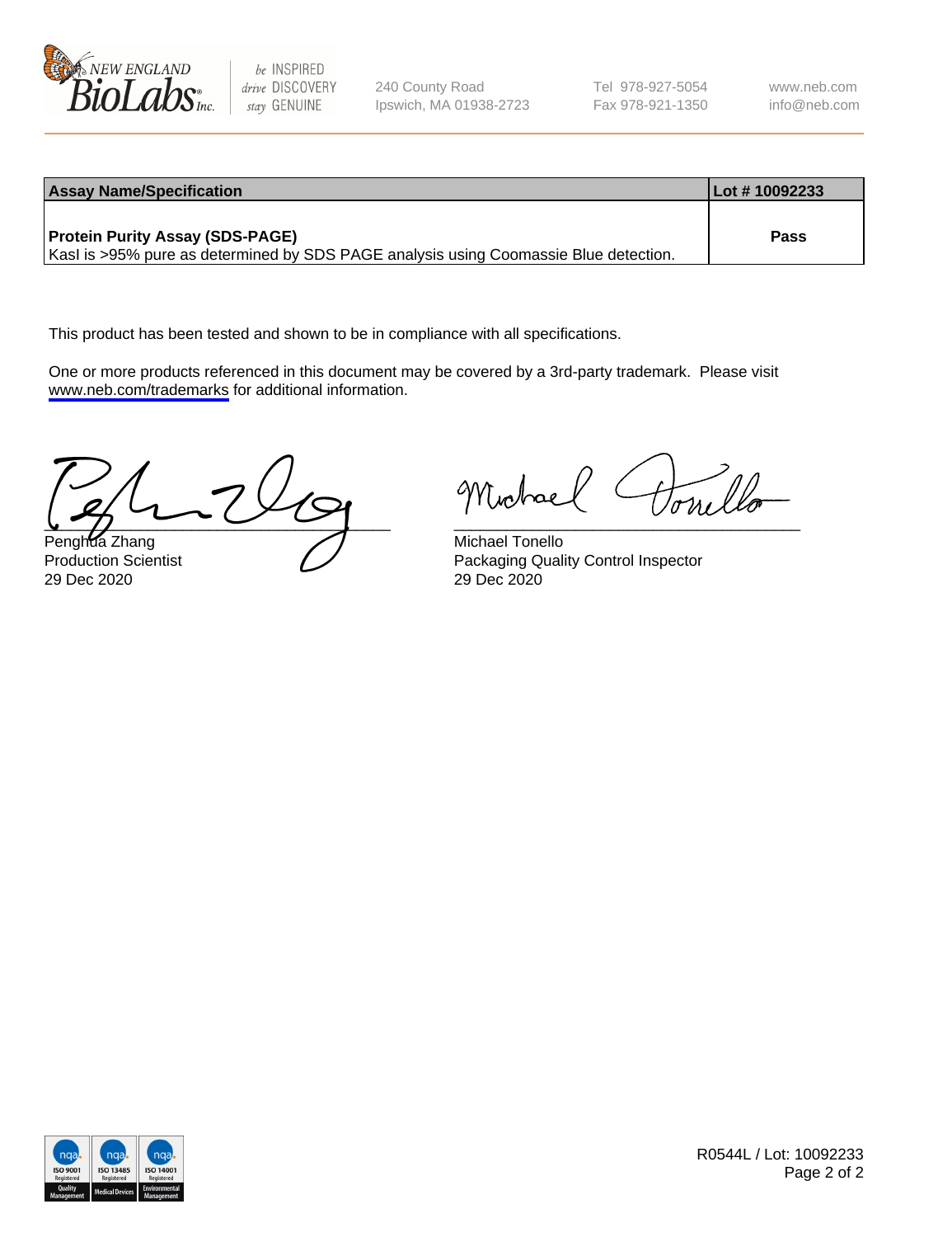| Assay Name/Specification | Lot # 10092233 |
|---|---|
| **Protein Purity Assay (SDS-PAGE)**<br>KasI is >95% pure as determined by SDS PAGE analysis using Coomassie Blue detection. | **Pass** |

This product has been tested and shown to be in compliance with all specifications.

One or more products referenced in this document may be covered by a 3rd-party trademark. Please visit www.neb.com/trademarks for additional information.

Penghua Zhang
Production Scientist
29 Dec 2020

Michael Tonello
Packaging Quality Control Inspector
29 Dec 2020

R0544L / Lot: 10092233